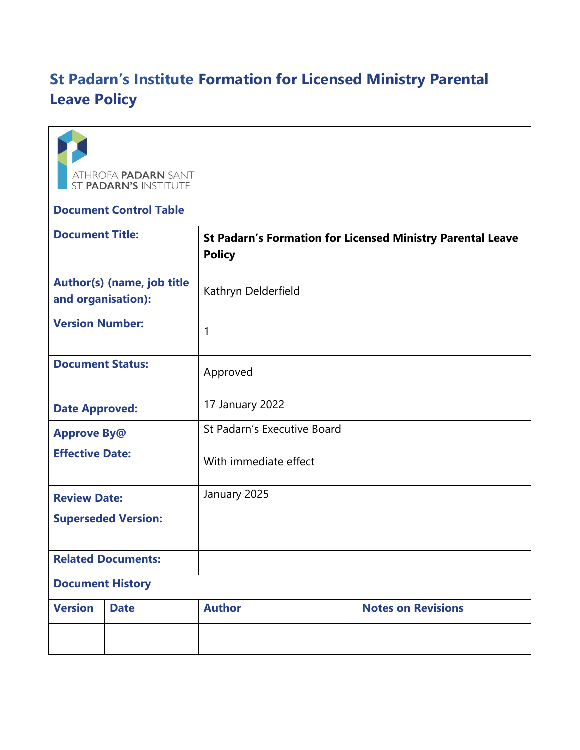# St Padarn's Institute Formation for Licensed Ministry Parental Leave Policy

ATHROFA PADARN SANT
ST PADARN'S INSTITUTE

**Document Control Table**

| | |
|---|---|
| **Document Title:** | **St Padarn's Formation for Licensed Ministry Parental Leave Policy** |
| **Author(s) (name, job title and organisation):** | Kathryn Delderfield |
| **Version Number:** | 1 |
| **Document Status:** | Approved |
| **Date Approved:** | 17 January 2022 |
| **Approve By@** | St Padarn's Executive Board |
| **Effective Date:** | With immediate effect |
| **Review Date:** | January 2025 |
| **Superseded Version:** | |
| **Related Documents:** | |

**Document History**

| Version | Date | Author | Notes on Revisions |
|---|---|---|---|
| | | | |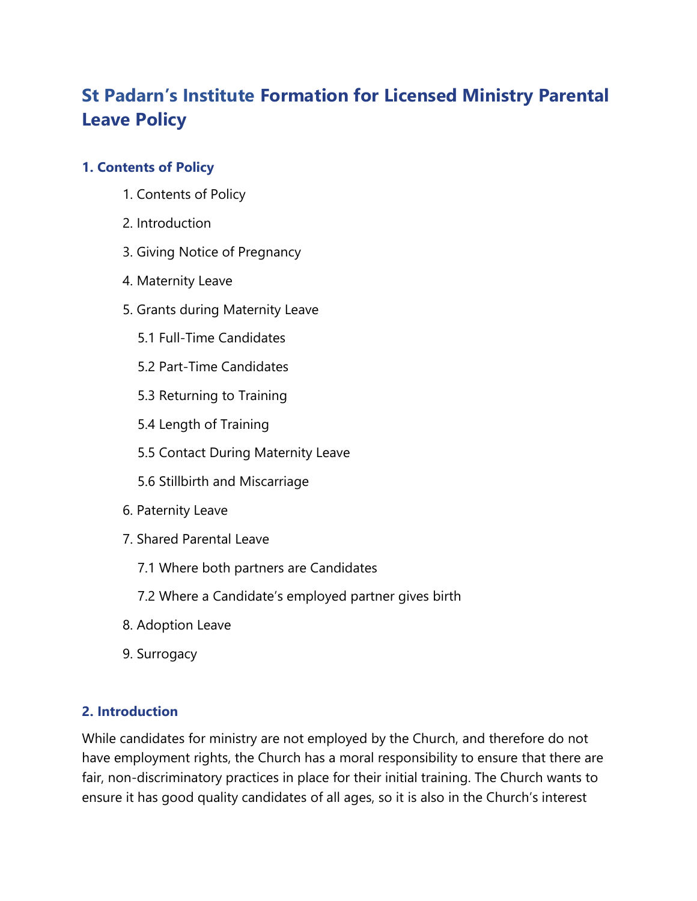# St Padarn's Institute Formation for Licensed Ministry Parental Leave Policy

## 1. Contents of Policy

1. Contents of Policy
2. Introduction
3. Giving Notice of Pregnancy
4. Maternity Leave
5. Grants during Maternity Leave
   - 5.1 Full-Time Candidates
   - 5.2 Part-Time Candidates
   - 5.3 Returning to Training
   - 5.4 Length of Training
   - 5.5 Contact During Maternity Leave
   - 5.6 Stillbirth and Miscarriage
6. Paternity Leave
7. Shared Parental Leave
   - 7.1 Where both partners are Candidates
   - 7.2 Where a Candidate's employed partner gives birth
8. Adoption Leave
9. Surrogacy

## 2. Introduction

While candidates for ministry are not employed by the Church, and therefore do not have employment rights, the Church has a moral responsibility to ensure that there are fair, non-discriminatory practices in place for their initial training. The Church wants to ensure it has good quality candidates of all ages, so it is also in the Church's interest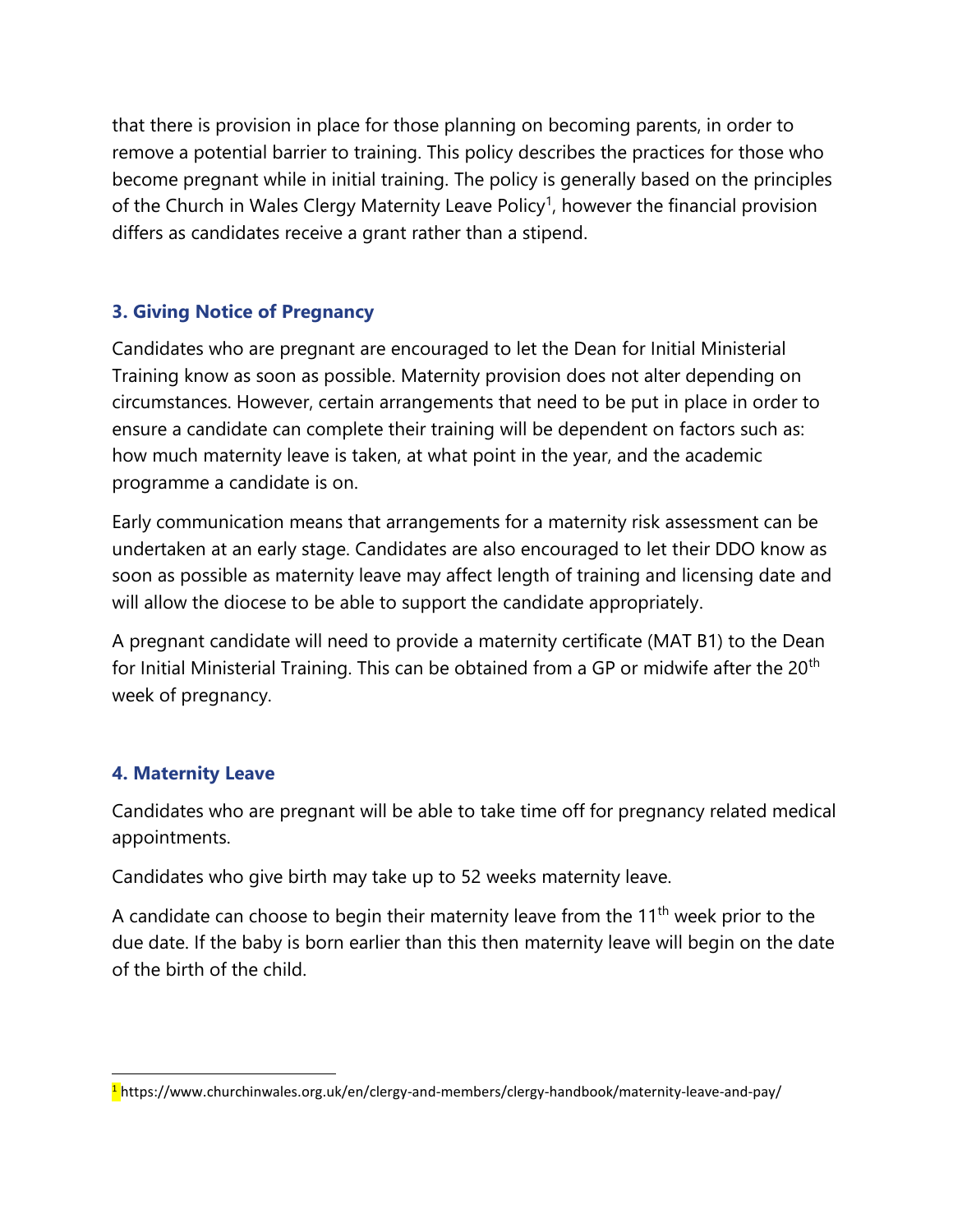that there is provision in place for those planning on becoming parents, in order to remove a potential barrier to training. This policy describes the practices for those who become pregnant while in initial training. The policy is generally based on the principles of the Church in Wales Clergy Maternity Leave Policy[1], however the financial provision differs as candidates receive a grant rather than a stipend.

### 3. Giving Notice of Pregnancy

Candidates who are pregnant are encouraged to let the Dean for Initial Ministerial Training know as soon as possible. Maternity provision does not alter depending on circumstances. However, certain arrangements that need to be put in place in order to ensure a candidate can complete their training will be dependent on factors such as: how much maternity leave is taken, at what point in the year, and the academic programme a candidate is on.

Early communication means that arrangements for a maternity risk assessment can be undertaken at an early stage. Candidates are also encouraged to let their DDO know as soon as possible as maternity leave may affect length of training and licensing date and will allow the diocese to be able to support the candidate appropriately.

A pregnant candidate will need to provide a maternity certificate (MAT B1) to the Dean for Initial Ministerial Training. This can be obtained from a GP or midwife after the 20th week of pregnancy.

### 4. Maternity Leave

Candidates who are pregnant will be able to take time off for pregnancy related medical appointments.

Candidates who give birth may take up to 52 weeks maternity leave.

A candidate can choose to begin their maternity leave from the 11th week prior to the due date. If the baby is born earlier than this then maternity leave will begin on the date of the birth of the child.

---

[1] https://www.churchinwales.org.uk/en/clergy-and-members/clergy-handbook/maternity-leave-and-pay/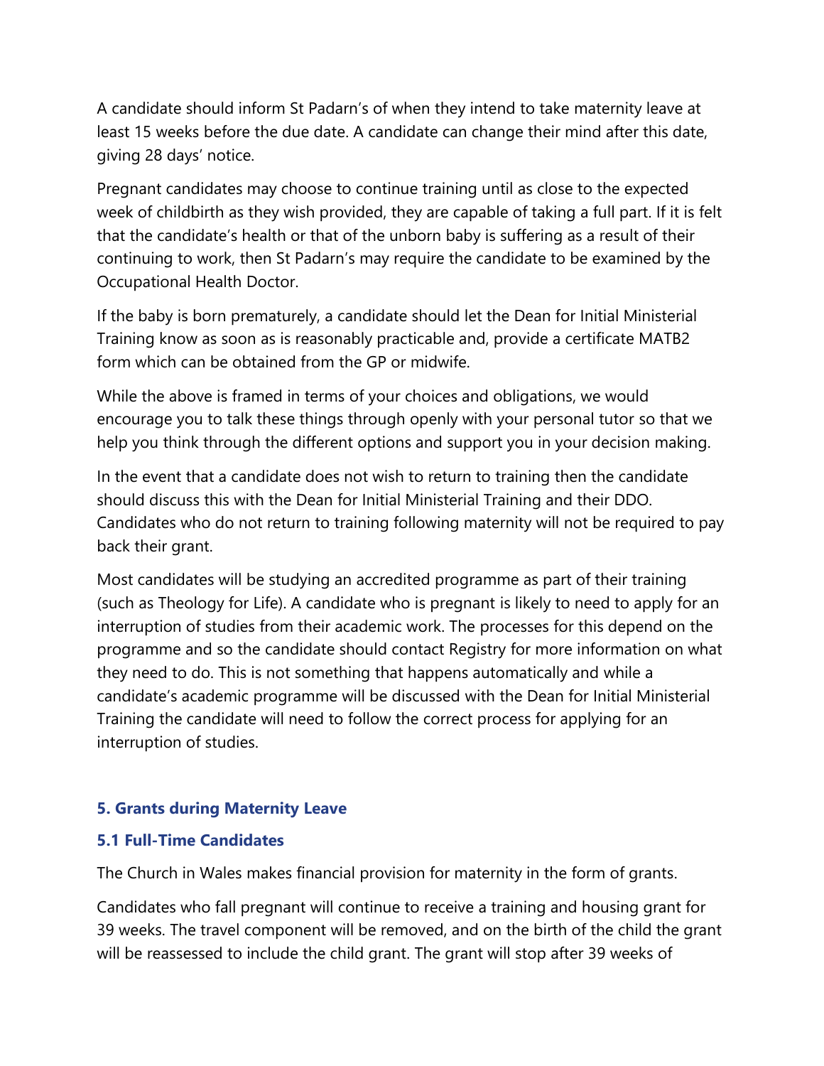A candidate should inform St Padarn's of when they intend to take maternity leave at least 15 weeks before the due date. A candidate can change their mind after this date, giving 28 days' notice.

Pregnant candidates may choose to continue training until as close to the expected week of childbirth as they wish provided, they are capable of taking a full part. If it is felt that the candidate's health or that of the unborn baby is suffering as a result of their continuing to work, then St Padarn's may require the candidate to be examined by the Occupational Health Doctor.

If the baby is born prematurely, a candidate should let the Dean for Initial Ministerial Training know as soon as is reasonably practicable and, provide a certificate MATB2 form which can be obtained from the GP or midwife.

While the above is framed in terms of your choices and obligations, we would encourage you to talk these things through openly with your personal tutor so that we help you think through the different options and support you in your decision making.

In the event that a candidate does not wish to return to training then the candidate should discuss this with the Dean for Initial Ministerial Training and their DDO. Candidates who do not return to training following maternity will not be required to pay back their grant.

Most candidates will be studying an accredited programme as part of their training (such as Theology for Life). A candidate who is pregnant is likely to need to apply for an interruption of studies from their academic work. The processes for this depend on the programme and so the candidate should contact Registry for more information on what they need to do. This is not something that happens automatically and while a candidate's academic programme will be discussed with the Dean for Initial Ministerial Training the candidate will need to follow the correct process for applying for an interruption of studies.

## 5. Grants during Maternity Leave

### 5.1 Full-Time Candidates

The Church in Wales makes financial provision for maternity in the form of grants.

Candidates who fall pregnant will continue to receive a training and housing grant for 39 weeks. The travel component will be removed, and on the birth of the child the grant will be reassessed to include the child grant. The grant will stop after 39 weeks of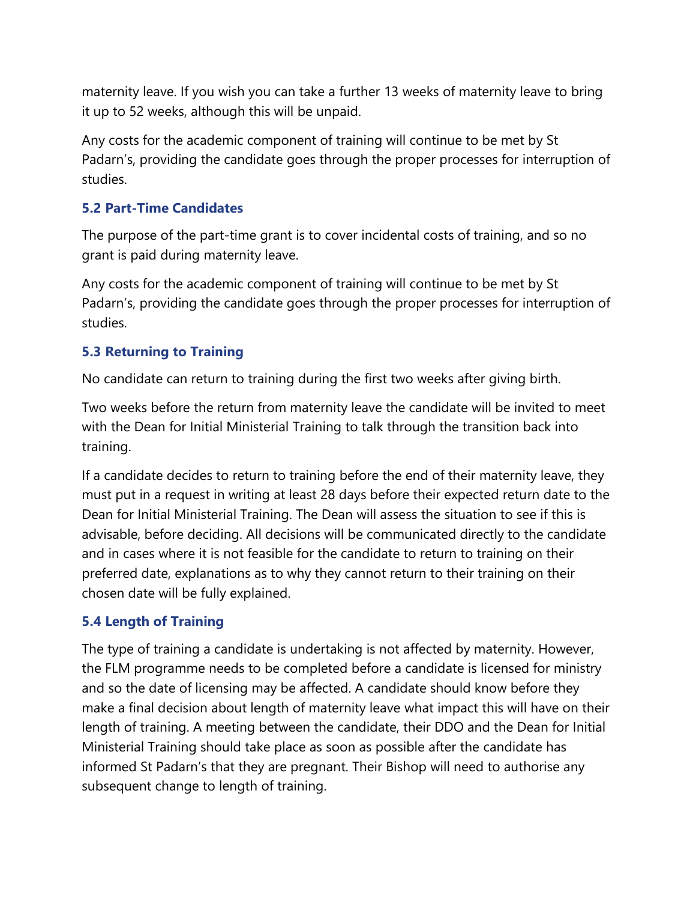maternity leave. If you wish you can take a further 13 weeks of maternity leave to bring it up to 52 weeks, although this will be unpaid.

Any costs for the academic component of training will continue to be met by St Padarn's, providing the candidate goes through the proper processes for interruption of studies.

### 5.2 Part-Time Candidates

The purpose of the part-time grant is to cover incidental costs of training, and so no grant is paid during maternity leave.

Any costs for the academic component of training will continue to be met by St Padarn's, providing the candidate goes through the proper processes for interruption of studies.

### 5.3 Returning to Training

No candidate can return to training during the first two weeks after giving birth.

Two weeks before the return from maternity leave the candidate will be invited to meet with the Dean for Initial Ministerial Training to talk through the transition back into training.

If a candidate decides to return to training before the end of their maternity leave, they must put in a request in writing at least 28 days before their expected return date to the Dean for Initial Ministerial Training. The Dean will assess the situation to see if this is advisable, before deciding. All decisions will be communicated directly to the candidate and in cases where it is not feasible for the candidate to return to training on their preferred date, explanations as to why they cannot return to their training on their chosen date will be fully explained.

### 5.4 Length of Training

The type of training a candidate is undertaking is not affected by maternity. However, the FLM programme needs to be completed before a candidate is licensed for ministry and so the date of licensing may be affected. A candidate should know before they make a final decision about length of maternity leave what impact this will have on their length of training. A meeting between the candidate, their DDO and the Dean for Initial Ministerial Training should take place as soon as possible after the candidate has informed St Padarn's that they are pregnant. Their Bishop will need to authorise any subsequent change to length of training.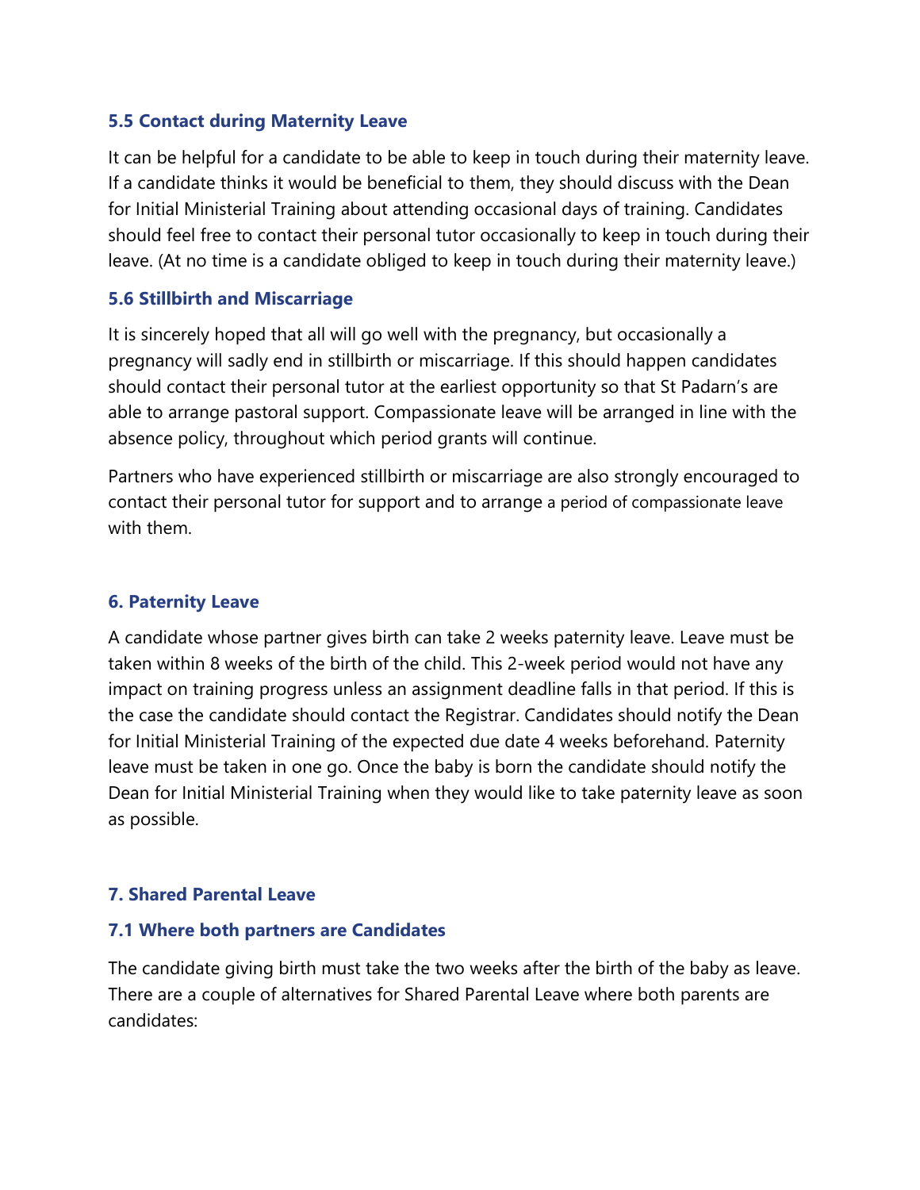### 5.5 Contact during Maternity Leave

It can be helpful for a candidate to be able to keep in touch during their maternity leave. If a candidate thinks it would be beneficial to them, they should discuss with the Dean for Initial Ministerial Training about attending occasional days of training. Candidates should feel free to contact their personal tutor occasionally to keep in touch during their leave. (At no time is a candidate obliged to keep in touch during their maternity leave.)

### 5.6 Stillbirth and Miscarriage

It is sincerely hoped that all will go well with the pregnancy, but occasionally a pregnancy will sadly end in stillbirth or miscarriage. If this should happen candidates should contact their personal tutor at the earliest opportunity so that St Padarn's are able to arrange pastoral support. Compassionate leave will be arranged in line with the absence policy, throughout which period grants will continue.

Partners who have experienced stillbirth or miscarriage are also strongly encouraged to contact their personal tutor for support and to arrange a period of compassionate leave with them.

## 6. Paternity Leave

A candidate whose partner gives birth can take 2 weeks paternity leave. Leave must be taken within 8 weeks of the birth of the child. This 2-week period would not have any impact on training progress unless an assignment deadline falls in that period. If this is the case the candidate should contact the Registrar. Candidates should notify the Dean for Initial Ministerial Training of the expected due date 4 weeks beforehand. Paternity leave must be taken in one go. Once the baby is born the candidate should notify the Dean for Initial Ministerial Training when they would like to take paternity leave as soon as possible.

## 7. Shared Parental Leave

### 7.1 Where both partners are Candidates

The candidate giving birth must take the two weeks after the birth of the baby as leave. There are a couple of alternatives for Shared Parental Leave where both parents are candidates: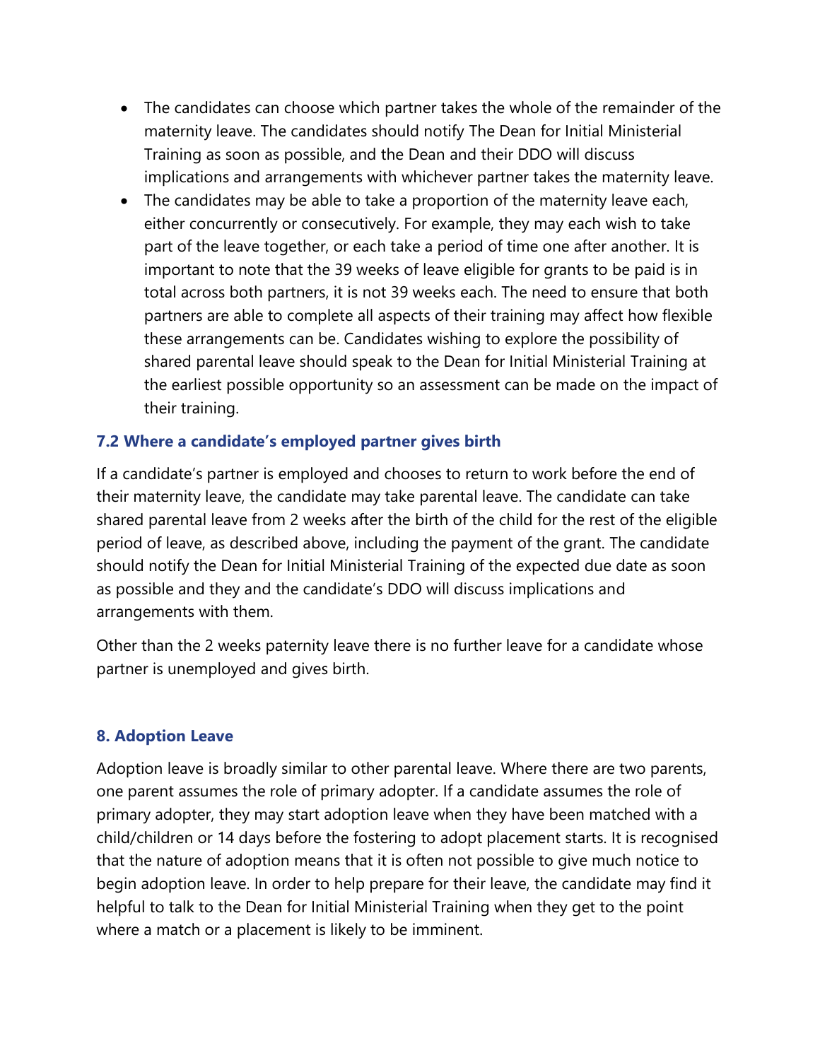- The candidates can choose which partner takes the whole of the remainder of the maternity leave. The candidates should notify The Dean for Initial Ministerial Training as soon as possible, and the Dean and their DDO will discuss implications and arrangements with whichever partner takes the maternity leave.
- The candidates may be able to take a proportion of the maternity leave each, either concurrently or consecutively. For example, they may each wish to take part of the leave together, or each take a period of time one after another. It is important to note that the 39 weeks of leave eligible for grants to be paid is in total across both partners, it is not 39 weeks each. The need to ensure that both partners are able to complete all aspects of their training may affect how flexible these arrangements can be. Candidates wishing to explore the possibility of shared parental leave should speak to the Dean for Initial Ministerial Training at the earliest possible opportunity so an assessment can be made on the impact of their training.

### 7.2 Where a candidate's employed partner gives birth

If a candidate's partner is employed and chooses to return to work before the end of their maternity leave, the candidate may take parental leave. The candidate can take shared parental leave from 2 weeks after the birth of the child for the rest of the eligible period of leave, as described above, including the payment of the grant. The candidate should notify the Dean for Initial Ministerial Training of the expected due date as soon as possible and they and the candidate's DDO will discuss implications and arrangements with them.

Other than the 2 weeks paternity leave there is no further leave for a candidate whose partner is unemployed and gives birth.

## 8. Adoption Leave

Adoption leave is broadly similar to other parental leave. Where there are two parents, one parent assumes the role of primary adopter. If a candidate assumes the role of primary adopter, they may start adoption leave when they have been matched with a child/children or 14 days before the fostering to adopt placement starts. It is recognised that the nature of adoption means that it is often not possible to give much notice to begin adoption leave. In order to help prepare for their leave, the candidate may find it helpful to talk to the Dean for Initial Ministerial Training when they get to the point where a match or a placement is likely to be imminent.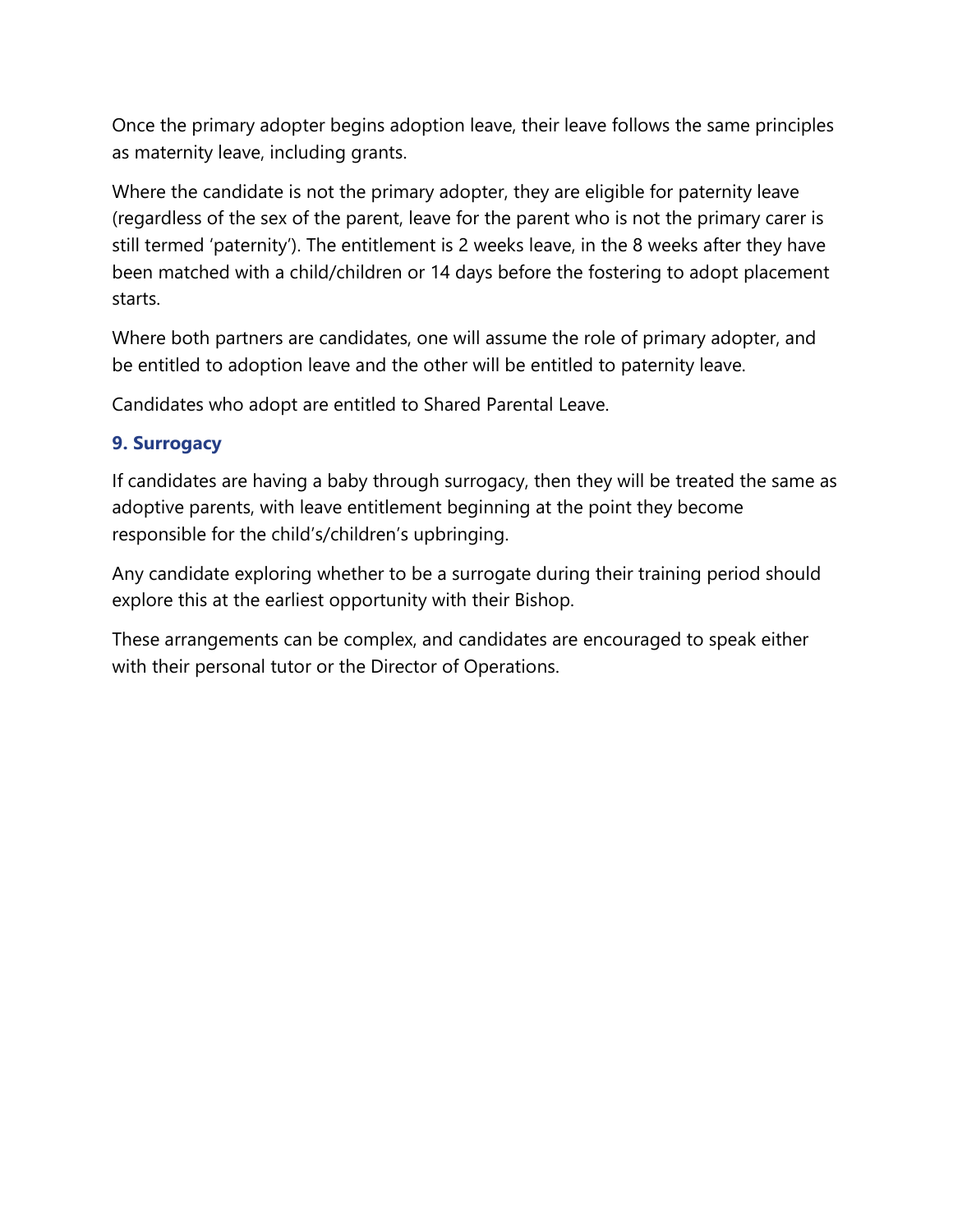Once the primary adopter begins adoption leave, their leave follows the same principles as maternity leave, including grants.

Where the candidate is not the primary adopter, they are eligible for paternity leave (regardless of the sex of the parent, leave for the parent who is not the primary carer is still termed 'paternity'). The entitlement is 2 weeks leave, in the 8 weeks after they have been matched with a child/children or 14 days before the fostering to adopt placement starts.

Where both partners are candidates, one will assume the role of primary adopter, and be entitled to adoption leave and the other will be entitled to paternity leave.

Candidates who adopt are entitled to Shared Parental Leave.

### 9. Surrogacy

If candidates are having a baby through surrogacy, then they will be treated the same as adoptive parents, with leave entitlement beginning at the point they become responsible for the child's/children's upbringing.

Any candidate exploring whether to be a surrogate during their training period should explore this at the earliest opportunity with their Bishop.

These arrangements can be complex, and candidates are encouraged to speak either with their personal tutor or the Director of Operations.